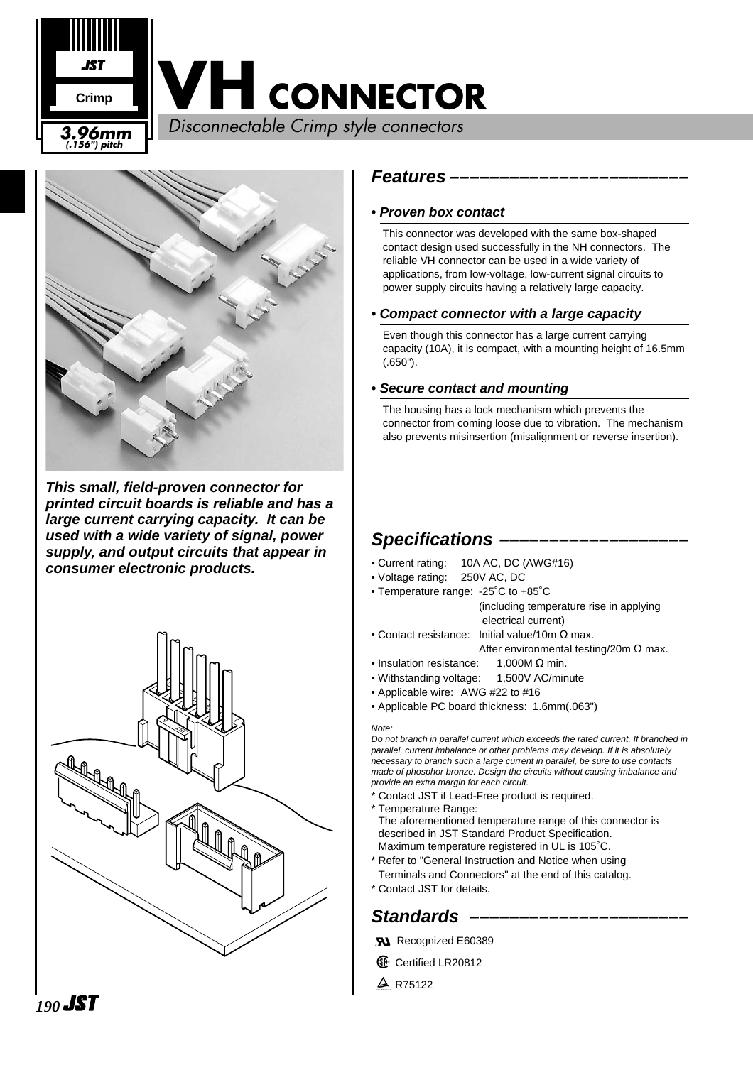# VH CONNECTOR

*Disconnectable Crimp style connectors*

JST Crimp

**3.96mm (.156") pitch**

***This small, field-proven connector for printed circuit boards is reliable and has a large current carrying capacity. It can be used with a wide variety of signal, power supply, and output circuits that appear in consumer electronic products.***

## Features

### • Proven box contact

This connector was developed with the same box-shaped contact design used successfully in the NH connectors. The reliable VH connector can be used in a wide variety of applications, from low-voltage, low-current signal circuits to power supply circuits having a relatively large capacity.

### • Compact connector with a large capacity

Even though this connector has a large current carrying capacity (10A), it is compact, with a mounting height of 16.5mm (.650").

### • Secure contact and mounting

The housing has a lock mechanism which prevents the connector from coming loose due to vibration. The mechanism also prevents misinsertion (misalignment or reverse insertion).

## Specifications

- Current rating: 10A AC, DC (AWG#16)
- Voltage rating: 250V AC, DC
- Temperature range: -25˚C to +85˚C (including temperature rise in applying electrical current)
- Contact resistance: Initial value/10m Ω max. After environmental testing/20m Ω max.
- Insulation resistance: 1,000M Ω min.
- Withstanding voltage: 1,500V AC/minute
- Applicable wire: AWG #22 to #16
- Applicable PC board thickness: 1.6mm(.063")

*Note:*
*Do not branch in parallel current which exceeds the rated current. If branched in parallel, current imbalance or other problems may develop. If it is absolutely necessary to branch such a large current in parallel, be sure to use contacts made of phosphor bronze. Design the circuits without causing imbalance and provide an extra margin for each circuit.*

\* Contact JST if Lead-Free product is required.
\* Temperature Range:
The aforementioned temperature range of this connector is described in JST Standard Product Specification.
Maximum temperature registered in UL is 105˚C.
\* Refer to "General Instruction and Notice when using Terminals and Connectors" at the end of this catalog.
\* Contact JST for details.

## Standards

- UL Recognized E60389
- CSA Certified LR20812
- TÜV R75122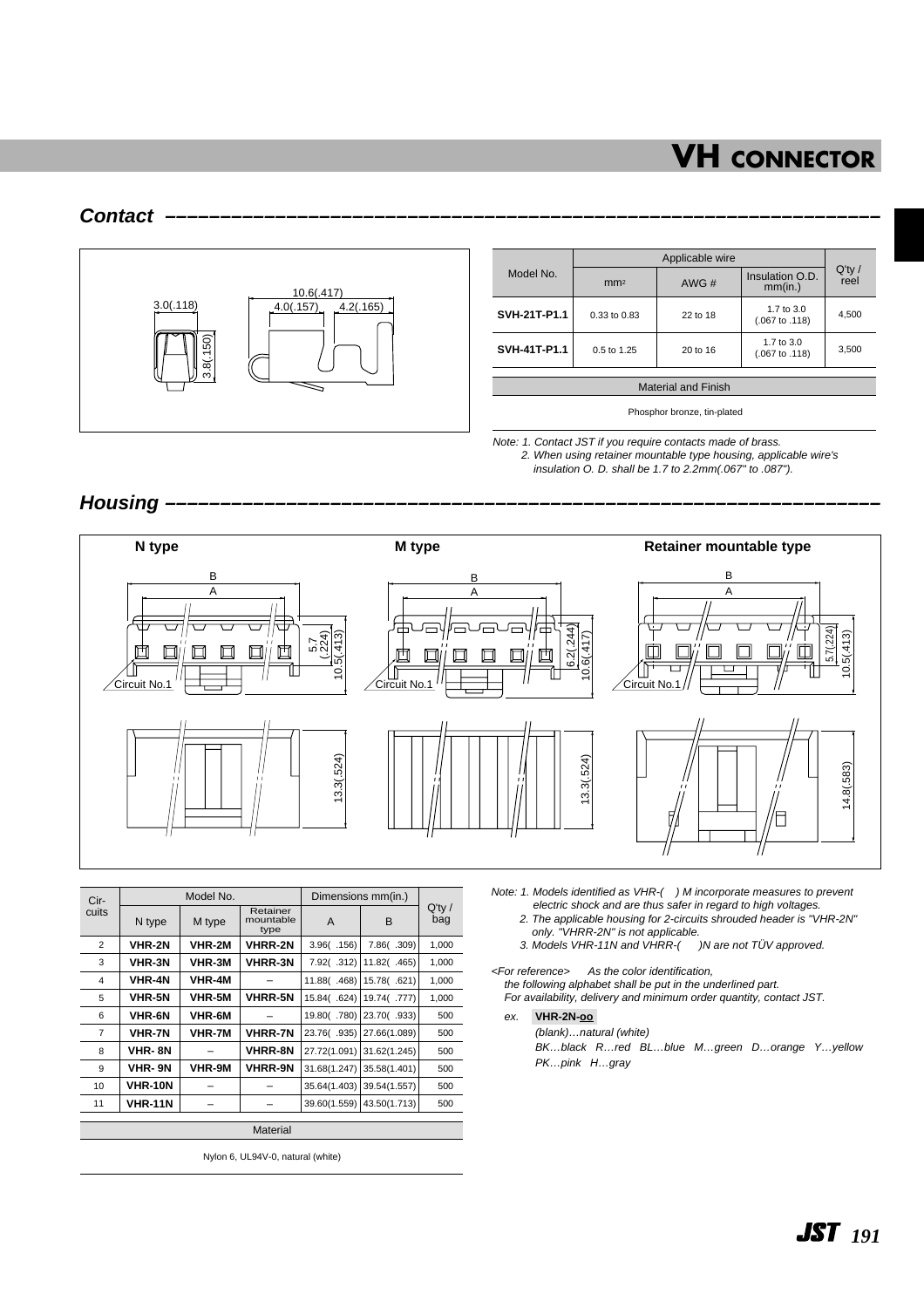# VH CONNECTOR

## Contact

| Model No. | Applicable wire | | | Q'ty / reel |
|---|---|---|---|---|
| | mm² | AWG # | Insulation O.D. mm(in.) | |
| **SVH-21T-P1.1** | 0.33 to 0.83 | 22 to 18 | 1.7 to 3.0 (.067 to .118) | 4,500 |
| **SVH-41T-P1.1** | 0.5 to 1.25 | 20 to 16 | 1.7 to 3.0 (.067 to .118) | 3,500 |

| Material and Finish |
|---|
| Phosphor bronze, tin-plated |

*Note: 1. Contact JST if you require contacts made of brass.*
*2. When using retainer mountable type housing, applicable wire's insulation O. D. shall be 1.7 to 2.2mm(.067" to .087").*

## Housing

| Circuits | Model No. | | | Dimensions mm(in.) | | Q'ty / bag |
|---|---|---|---|---|---|---|
| | N type | M type | Retainer mountable type | A | B | |
| 2 | **VHR-2N** | **VHR-2M** | **VHRR-2N** | 3.96( .156) | 7.86( .309) | 1,000 |
| 3 | **VHR-3N** | **VHR-3M** | **VHRR-3N** | 7.92( .312) | 11.82( .465) | 1,000 |
| 4 | **VHR-4N** | **VHR-4M** | – | 11.88( .468) | 15.78( .621) | 1,000 |
| 5 | **VHR-5N** | **VHR-5M** | **VHRR-5N** | 15.84( .624) | 19.74( .777) | 1,000 |
| 6 | **VHR-6N** | **VHR-6M** | – | 19.80( .780) | 23.70( .933) | 500 |
| 7 | **VHR-7N** | **VHR-7M** | **VHRR-7N** | 23.76( .935) | 27.66(1.089) | 500 |
| 8 | **VHR- 8N** | – | **VHRR-8N** | 27.72(1.091) | 31.62(1.245) | 500 |
| 9 | **VHR- 9N** | **VHR-9M** | **VHRR-9N** | 31.68(1.247) | 35.58(1.401) | 500 |
| 10 | **VHR-10N** | – | – | 35.64(1.403) | 39.54(1.557) | 500 |
| 11 | **VHR-11N** | – | – | 39.60(1.559) | 43.50(1.713) | 500 |

| Material |
|---|
| Nylon 6, UL94V-0, natural (white) |

*Note: 1. Models identified as VHR-( ) M incorporate measures to prevent electric shock and are thus safer in regard to high voltages.*
*2. The applicable housing for 2-circuits shrouded header is "VHR-2N" only. "VHRR-2N" is not applicable.*
*3. Models VHR-11N and VHRR-( )N are not TÜV approved.*

*<For reference> As the color identification, the following alphabet shall be put in the underlined part.*
*For availability, delivery and minimum order quantity, contact JST.*

*ex.* **VHR-2N-oo**

*(blank)…natural (white)*
*BK…black R…red BL…blue M…green D…orange Y…yellow*
*PK…pink H…gray*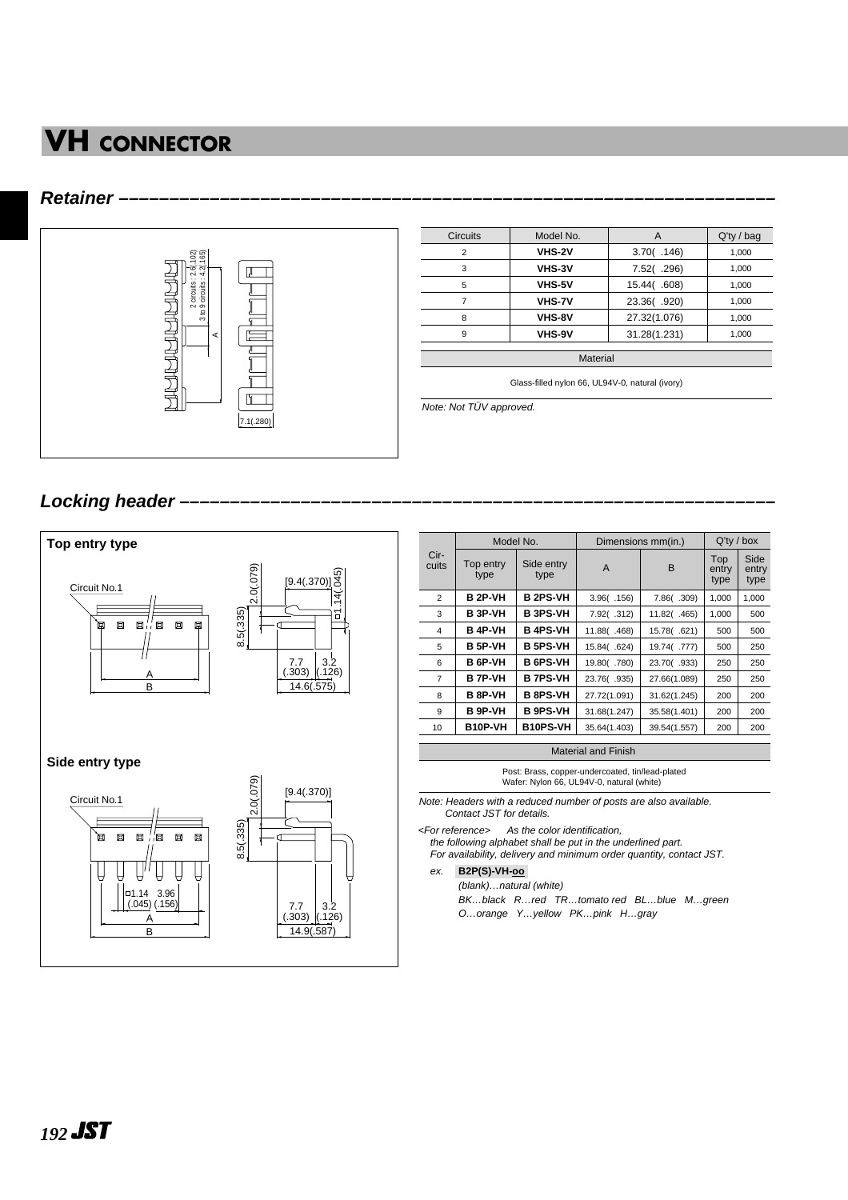# VH CONNECTOR

## Retainer

| Circuits | Model No. | A | Q'ty / bag |
|---|---|---|---|
| 2 | **VHS-2V** | 3.70( .146) | 1,000 |
| 3 | **VHS-3V** | 7.52( .296) | 1,000 |
| 5 | **VHS-5V** | 15.44( .608) | 1,000 |
| 7 | **VHS-7V** | 23.36( .920) | 1,000 |
| 8 | **VHS-8V** | 27.32(1.076) | 1,000 |
| 9 | **VHS-9V** | 31.28(1.231) | 1,000 |

| Material |
|---|
| Glass-filled nylon 66, UL94V-0, natural (ivory) |

*Note: Not TÜV approved.*

## Locking header

### Top entry type

### Side entry type

| Circuits | Model No. | | Dimensions mm(in.) | | Q'ty / box | |
|---|---|---|---|---|---|---|
| | Top entry type | Side entry type | A | B | Top entry type | Side entry type |
| 2 | **B 2P-VH** | **B 2PS-VH** | 3.96( .156) | 7.86( .309) | 1,000 | 1,000 |
| 3 | **B 3P-VH** | **B 3PS-VH** | 7.92( .312) | 11.82( .465) | 1,000 | 500 |
| 4 | **B 4P-VH** | **B 4PS-VH** | 11.88( .468) | 15.78( .621) | 500 | 500 |
| 5 | **B 5P-VH** | **B 5PS-VH** | 15.84( .624) | 19.74( .777) | 500 | 250 |
| 6 | **B 6P-VH** | **B 6PS-VH** | 19.80( .780) | 23.70( .933) | 250 | 250 |
| 7 | **B 7P-VH** | **B 7PS-VH** | 23.76( .935) | 27.66(1.089) | 250 | 250 |
| 8 | **B 8P-VH** | **B 8PS-VH** | 27.72(1.091) | 31.62(1.245) | 200 | 200 |
| 9 | **B 9P-VH** | **B 9PS-VH** | 31.68(1.247) | 35.58(1.401) | 200 | 200 |
| 10 | **B10P-VH** | **B10PS-VH** | 35.64(1.403) | 39.54(1.557) | 200 | 200 |

| Material and Finish |
|---|
| Post: Brass, copper-undercoated, tin/lead-plated<br>Wafer: Nylon 66, UL94V-0, natural (white) |

*Note: Headers with a reduced number of posts are also available. Contact JST for details.*

*<For reference> As the color identification, the following alphabet shall be put in the underlined part. For availability, delivery and minimum order quantity, contact JST.*

*ex.* **B2P(S)-VH-oo**

*(blank)…natural (white)*
*BK…black R…red TR…tomato red BL…blue M…green*
*O…orange Y…yellow PK…pink H…gray*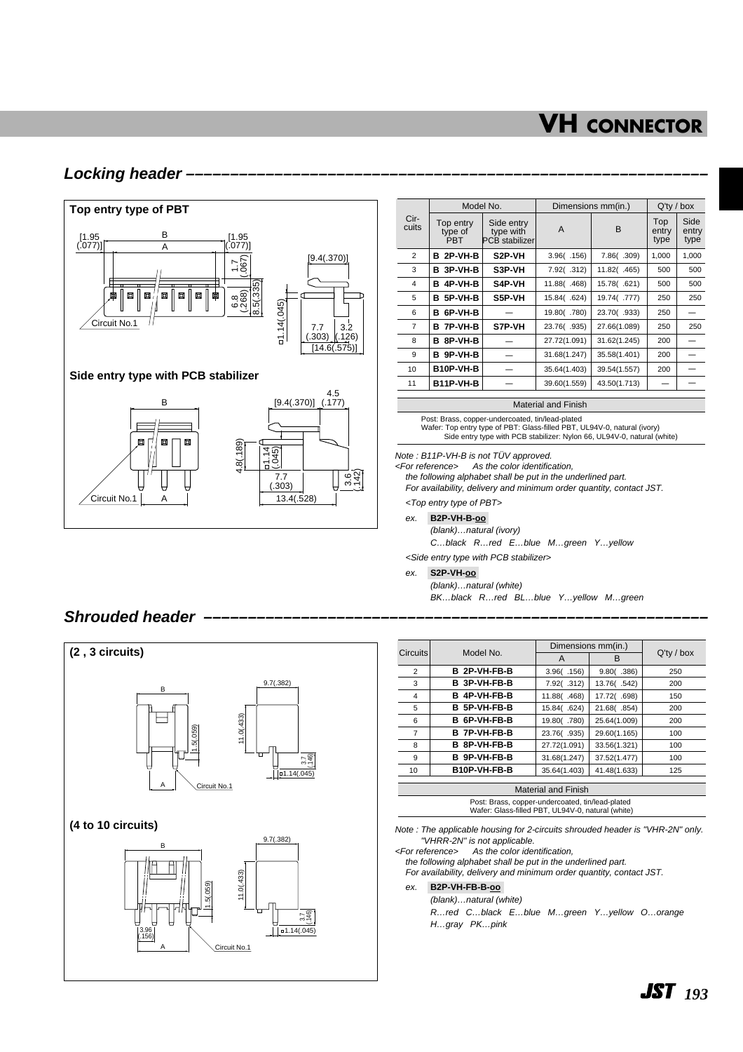# VH CONNECTOR

## Locking header

### Top entry type of PBT

[1.95 (.077)] B A [1.95 (.077)] 1.7 (.067) 6.8 (.268) 8.5(.335) Circuit No.1 □1.14(.045) [9.4(.370)] 7.7 (.303) 3.2 (.126) [14.6(.575)]

### Side entry type with PCB stabilizer

B Circuit No.1 A 4.8(.189) □1.14 (.045) [9.4(.370)] 4.5 (.177) 7.7 (.303) 13.4(.528) 3.6 (.142)

| Circuits | Model No. | | Dimensions mm(in.) | | Q'ty / box | |
|---|---|---|---|---|---|---|
| | Top entry type of PBT | Side entry type with PCB stabilizer | A | B | Top entry type | Side entry type |
| 2 | **B 2P-VH-B** | **S2P-VH** | 3.96( .156) | 7.86( .309) | 1,000 | 1,000 |
| 3 | **B 3P-VH-B** | **S3P-VH** | 7.92( .312) | 11.82( .465) | 500 | 500 |
| 4 | **B 4P-VH-B** | **S4P-VH** | 11.88( .468) | 15.78( .621) | 500 | 500 |
| 5 | **B 5P-VH-B** | **S5P-VH** | 15.84( .624) | 19.74( .777) | 250 | 250 |
| 6 | **B 6P-VH-B** | — | 19.80( .780) | 23.70( .933) | 250 | — |
| 7 | **B 7P-VH-B** | **S7P-VH** | 23.76( .935) | 27.66(1.089) | 250 | 250 |
| 8 | **B 8P-VH-B** | — | 27.72(1.091) | 31.62(1.245) | 200 | — |
| 9 | **B 9P-VH-B** | — | 31.68(1.247) | 35.58(1.401) | 200 | — |
| 10 | **B10P-VH-B** | — | 35.64(1.403) | 39.54(1.557) | 200 | — |
| 11 | **B11P-VH-B** | — | 39.60(1.559) | 43.50(1.713) | — | — |

**Material and Finish**

Post: Brass, copper-undercoated, tin/lead-plated
Wafer: Top entry type of PBT: Glass-filled PBT, UL94V-0, natural (ivory)
Side entry type with PCB stabilizer: Nylon 66, UL94V-0, natural (white)

*Note : B11P-VH-B is not TÜV approved.*
*<For reference> As the color identification, the following alphabet shall be put in the underlined part.*
*For availability, delivery and minimum order quantity, contact JST.*

*<Top entry type of PBT>*

*ex.* **B2P-VH-B-oo**
*(blank)…natural (ivory)*
*C…black R…red E…blue M…green Y…yellow*

*<Side entry type with PCB stabilizer>*

*ex.* **S2P-VH-oo**
*(blank)…natural (white)*
*BK…black R…red BL…blue Y…yellow M…green*

## Shrouded header

### (2 , 3 circuits)

B 9.7(.382) 11.0(.433) 1.5(.059) 3.7 (.146) □1.14(.045) A Circuit No.1

### (4 to 10 circuits)

B 9.7(.382) 11.0(.433) 1.5(.059) 3.7 (.146) □1.14(.045) 3.96 (.156) A Circuit No.1

| Circuits | Model No. | Dimensions mm(in.) | | Q'ty / box |
|---|---|---|---|---|
| | | A | B | |
| 2 | **B 2P-VH-FB-B** | 3.96( .156) | 9.80( .386) | 250 |
| 3 | **B 3P-VH-FB-B** | 7.92( .312) | 13.76( .542) | 200 |
| 4 | **B 4P-VH-FB-B** | 11.88( .468) | 17.72( .698) | 150 |
| 5 | **B 5P-VH-FB-B** | 15.84( .624) | 21.68( .854) | 200 |
| 6 | **B 6P-VH-FB-B** | 19.80( .780) | 25.64(1.009) | 200 |
| 7 | **B 7P-VH-FB-B** | 23.76( .935) | 29.60(1.165) | 100 |
| 8 | **B 8P-VH-FB-B** | 27.72(1.091) | 33.56(1.321) | 100 |
| 9 | **B 9P-VH-FB-B** | 31.68(1.247) | 37.52(1.477) | 100 |
| 10 | **B10P-VH-FB-B** | 35.64(1.403) | 41.48(1.633) | 125 |

**Material and Finish**

Post: Brass, copper-undercoated, tin/lead-plated
Wafer: Glass-filled PBT, UL94V-0, natural (white)

*Note : The applicable housing for 2-circuits shrouded header is "VHR-2N" only. "VHRR-2N" is not applicable.*
*<For reference> As the color identification, the following alphabet shall be put in the underlined part.*
*For availability, delivery and minimum order quantity, contact JST.*

*ex.* **B2P-VH-FB-B-oo**
*(blank)…natural (white)*
*R…red C…black E…blue M…green Y…yellow O…orange*
*H…gray PK…pink*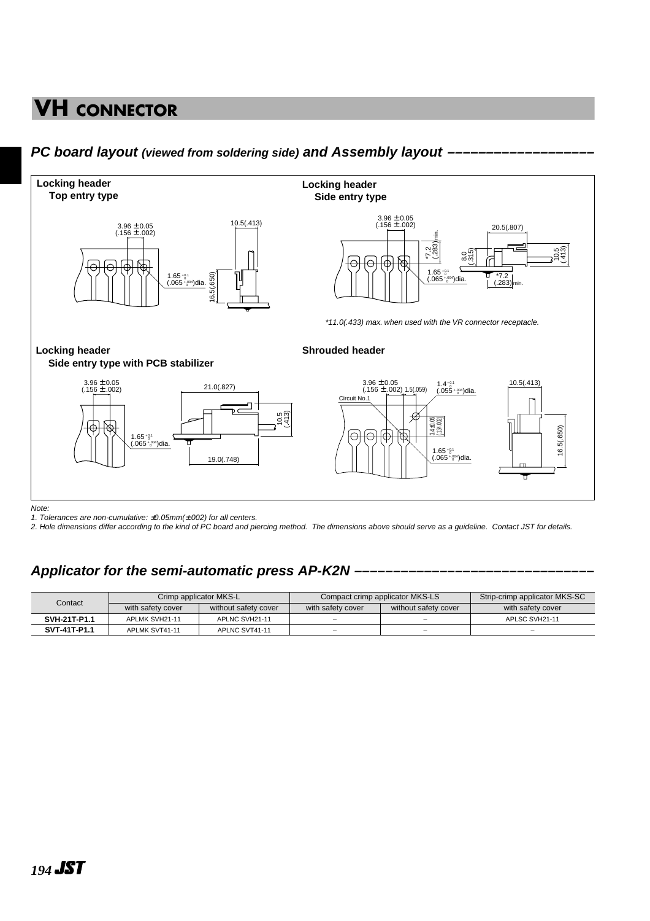# VH CONNECTOR

## *PC board layout (viewed from soldering side) and Assembly layout*

**Locking header**
**Top entry type**

3.96 ± 0.05
(.156 ± .002)

1.65 $^{+0.1}_{0}$
(.065 $^{+.004}_{0}$)dia.

10.5(.413)

16.5(.650)

**Locking header**
**Side entry type**

3.96 ± 0.05
(.156 ± .002)

*7.2
(.283)min.

1.65 $^{+0.1}_{0}$
(.065 $^{+.004}_{0}$)dia.

8.0
(.315)

20.5(.807)

10.5
(.413)

*7.2
(.283)min.

*11.0(.433) max. when used with the VR connector receptacle.*

**Locking header**
**Side entry type with PCB stabilizer**

3.96 ± 0.05
(.156 ± .002)

1.65 $^{+0.1}_{0}$
(.065 $^{+.004}_{0}$)dia.

21.0(.827)

10.5
(.413)

19.0(.748)

**Shrouded header**

3.96 ± 0.05
(.156 ± .002) 1.5(.059)

Circuit No.1

1.4 $^{+0.1}_{0}$
(.055 $^{+.004}_{0}$)dia.

3.4±0.05
(.134±.002)

1.65 $^{+0.1}_{0}$
(.065 $^{+.004}_{0}$)dia.

10.5(.413)

16.5(.650)

*Note:*
*1. Tolerances are non-cumulative: ±0.05mm(±.002) for all centers.*
*2. Hole dimensions differ according to the kind of PC board and piercing method. The dimensions above should serve as a guideline. Contact JST for details.*

## *Applicator for the semi-automatic press AP-K2N*

| Contact | Crimp applicator MKS-L | | Compact crimp applicator MKS-LS | | Strip-crimp applicator MKS-SC |
|---|---|---|---|---|---|
| | with safety cover | without safety cover | with safety cover | without safety cover | with safety cover |
| **SVH-21T-P1.1** | APLMK SVH21-11 | APLNC SVH21-11 | – | – | APLSC SVH21-11 |
| **SVT-41T-P1.1** | APLMK SVT41-11 | APLNC SVT41-11 | – | – | – |